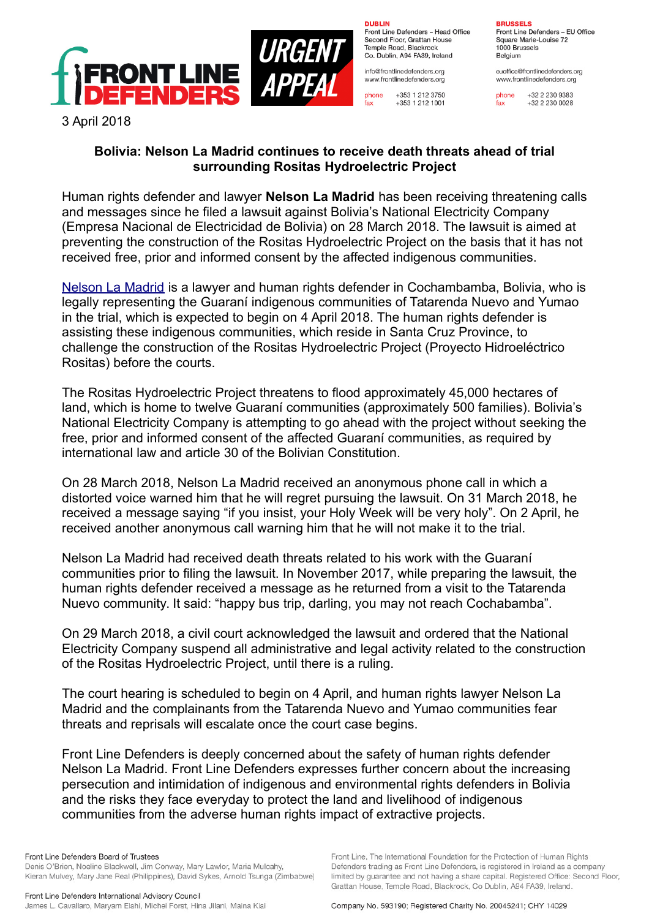**FRONT LINE DEFENDERS** **URGENT APPEAL**

**DUBLIN**
Front Line Defenders – Head Office
Second Floor, Grattan House
Temple Road, Blackrock
Co. Dublin, A94 FA39, Ireland

info@frontlinedefenders.org
www.frontlinedefenders.org

phone +353 1 212 3750
fax +353 1 212 1001

**BRUSSELS**
Front Line Defenders – EU Office
Square Marie-Louise 72
1000 Brussels
Belgium

euoffice@frontlinedefenders.org
www.frontlinedefenders.org

phone +32 2 230 9383
fax +32 2 230 0028

3 April 2018

## Bolivia: Nelson La Madrid continues to receive death threats ahead of trial surrounding Rositas Hydroelectric Project

Human rights defender and lawyer **Nelson La Madrid** has been receiving threatening calls and messages since he filed a lawsuit against Bolivia's National Electricity Company (Empresa Nacional de Electricidad de Bolivia) on 28 March 2018. The lawsuit is aimed at preventing the construction of the Rositas Hydroelectric Project on the basis that it has not received free, prior and informed consent by the affected indigenous communities.

Nelson La Madrid is a lawyer and human rights defender in Cochambamba, Bolivia, who is legally representing the Guaraní indigenous communities of Tatarenda Nuevo and Yumao in the trial, which is expected to begin on 4 April 2018. The human rights defender is assisting these indigenous communities, which reside in Santa Cruz Province, to challenge the construction of the Rositas Hydroelectric Project (Proyecto Hidroeléctrico Rositas) before the courts.

The Rositas Hydroelectric Project threatens to flood approximately 45,000 hectares of land, which is home to twelve Guaraní communities (approximately 500 families). Bolivia's National Electricity Company is attempting to go ahead with the project without seeking the free, prior and informed consent of the affected Guaraní communities, as required by international law and article 30 of the Bolivian Constitution.

On 28 March 2018, Nelson La Madrid received an anonymous phone call in which a distorted voice warned him that he will regret pursuing the lawsuit. On 31 March 2018, he received a message saying "if you insist, your Holy Week will be very holy". On 2 April, he received another anonymous call warning him that he will not make it to the trial.

Nelson La Madrid had received death threats related to his work with the Guaraní communities prior to filing the lawsuit. In November 2017, while preparing the lawsuit, the human rights defender received a message as he returned from a visit to the Tatarenda Nuevo community. It said: "happy bus trip, darling, you may not reach Cochabamba".

On 29 March 2018, a civil court acknowledged the lawsuit and ordered that the National Electricity Company suspend all administrative and legal activity related to the construction of the Rositas Hydroelectric Project, until there is a ruling.

The court hearing is scheduled to begin on 4 April, and human rights lawyer Nelson La Madrid and the complainants from the Tatarenda Nuevo and Yumao communities fear threats and reprisals will escalate once the court case begins.

Front Line Defenders is deeply concerned about the safety of human rights defender Nelson La Madrid. Front Line Defenders expresses further concern about the increasing persecution and intimidation of indigenous and environmental rights defenders in Bolivia and the risks they face everyday to protect the land and livelihood of indigenous communities from the adverse human rights impact of extractive projects.

Front Line Defenders Board of Trustees
Denis O'Brien, Noeline Blackwell, Jim Conway, Mary Lawlor, Maria Mulcahy, Kieran Mulvey, Mary Jane Real (Philippines), David Sykes, Arnold Tsunga (Zimbabwe)

Front Line Defenders International Advisory Council
James L. Cavallaro, Maryam Elahi, Michel Forst, Hina Jilani, Maina Kiai

Front Line, The International Foundation for the Protection of Human Rights Defenders trading as Front Line Defenders, is registered in Ireland as a company limited by guarantee and not having a share capital. Registered Office: Second Floor, Grattan House, Temple Road, Blackrock, Co Dublin, A94 FA39, Ireland.

Company No. 593190; Registered Charity No. 20045241; CHY 14029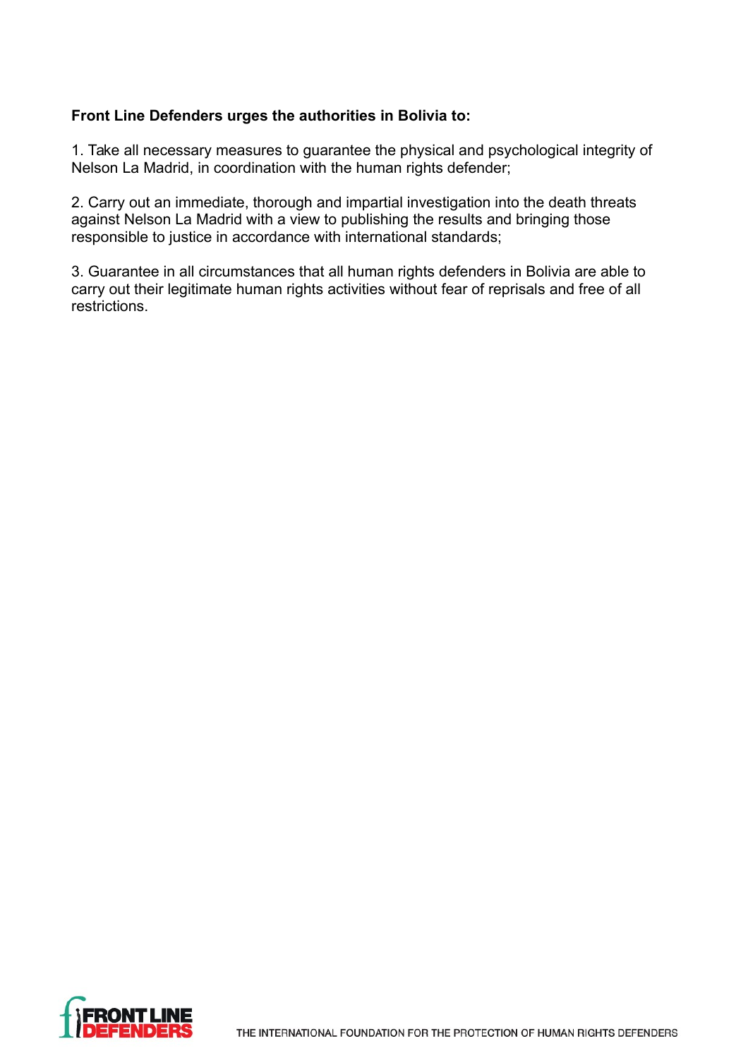**Front Line Defenders urges the authorities in Bolivia to:**

1. Take all necessary measures to guarantee the physical and psychological integrity of Nelson La Madrid, in coordination with the human rights defender;

2. Carry out an immediate, thorough and impartial investigation into the death threats against Nelson La Madrid with a view to publishing the results and bringing those responsible to justice in accordance with international standards;

3. Guarantee in all circumstances that all human rights defenders in Bolivia are able to carry out their legitimate human rights activities without fear of reprisals and free of all restrictions.